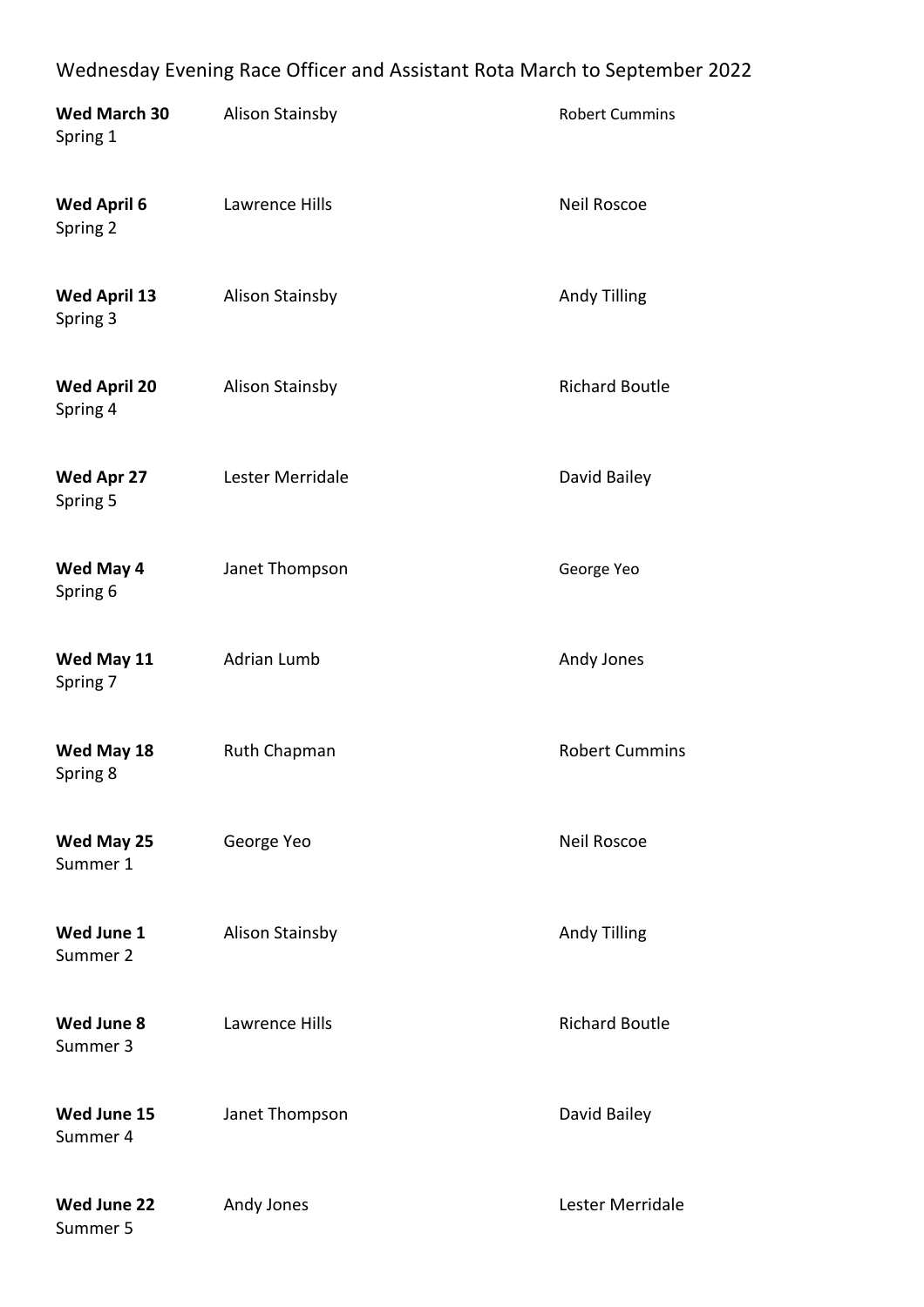# Wednesday Evening Race Officer and Assistant Rota March to September 2022

| | | |
|---|---|---|
| **Wed March 30**<br>Spring 1 | Alison Stainsby | Robert Cummins |
| **Wed April 6**<br>Spring 2 | Lawrence Hills | Neil Roscoe |
| **Wed April 13**<br>Spring 3 | Alison Stainsby | Andy Tilling |
| **Wed April 20**<br>Spring 4 | Alison Stainsby | Richard Boutle |
| **Wed Apr 27**<br>Spring 5 | Lester Merridale | David Bailey |
| **Wed May 4**<br>Spring 6 | Janet Thompson | George Yeo |
| **Wed May 11**<br>Spring 7 | Adrian Lumb | Andy Jones |
| **Wed May 18**<br>Spring 8 | Ruth Chapman | Robert Cummins |
| **Wed May 25**<br>Summer 1 | George Yeo | Neil Roscoe |
| **Wed June 1**<br>Summer 2 | Alison Stainsby | Andy Tilling |
| **Wed June 8**<br>Summer 3 | Lawrence Hills | Richard Boutle |
| **Wed June 15**<br>Summer 4 | Janet Thompson | David Bailey |
| **Wed June 22**<br>Summer 5 | Andy Jones | Lester Merridale |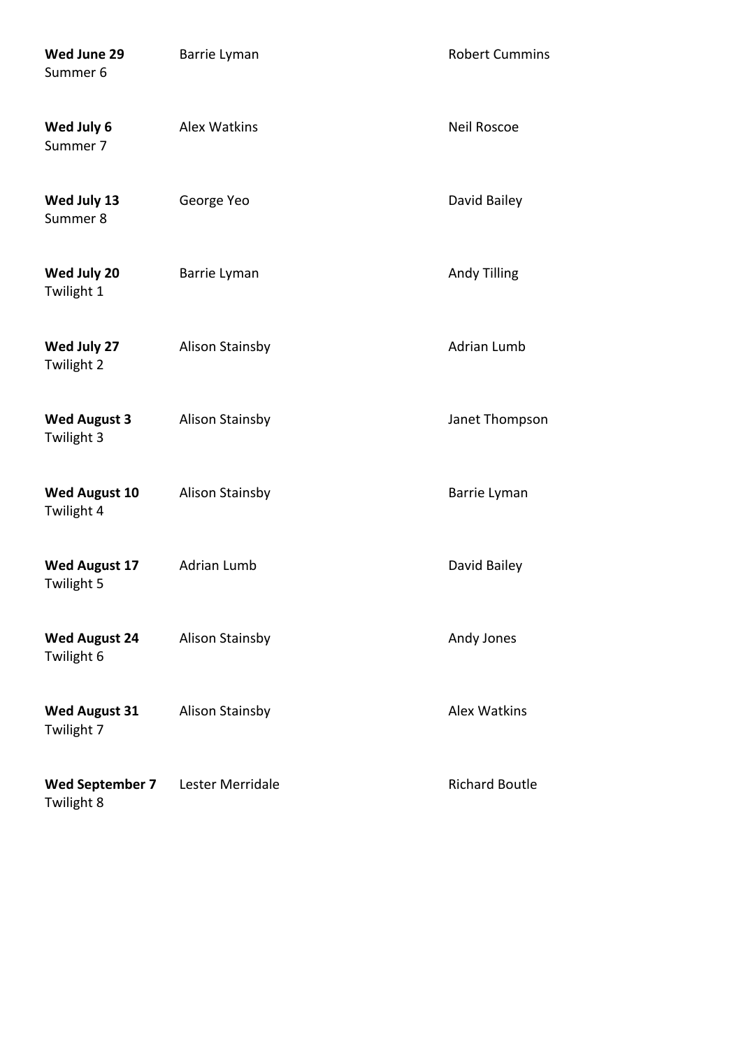| | | |
|---|---|---|
| **Wed June 29** Summer 6 | Barrie Lyman | Robert Cummins |
| **Wed July 6** Summer 7 | Alex Watkins | Neil Roscoe |
| **Wed July 13** Summer 8 | George Yeo | David Bailey |
| **Wed July 20** Twilight 1 | Barrie Lyman | Andy Tilling |
| **Wed July 27** Twilight 2 | Alison Stainsby | Adrian Lumb |
| **Wed August 3** Twilight 3 | Alison Stainsby | Janet Thompson |
| **Wed August 10** Twilight 4 | Alison Stainsby | Barrie Lyman |
| **Wed August 17** Twilight 5 | Adrian Lumb | David Bailey |
| **Wed August 24** Twilight 6 | Alison Stainsby | Andy Jones |
| **Wed August 31** Twilight 7 | Alison Stainsby | Alex Watkins |
| **Wed September 7** Twilight 8 | Lester Merridale | Richard Boutle |